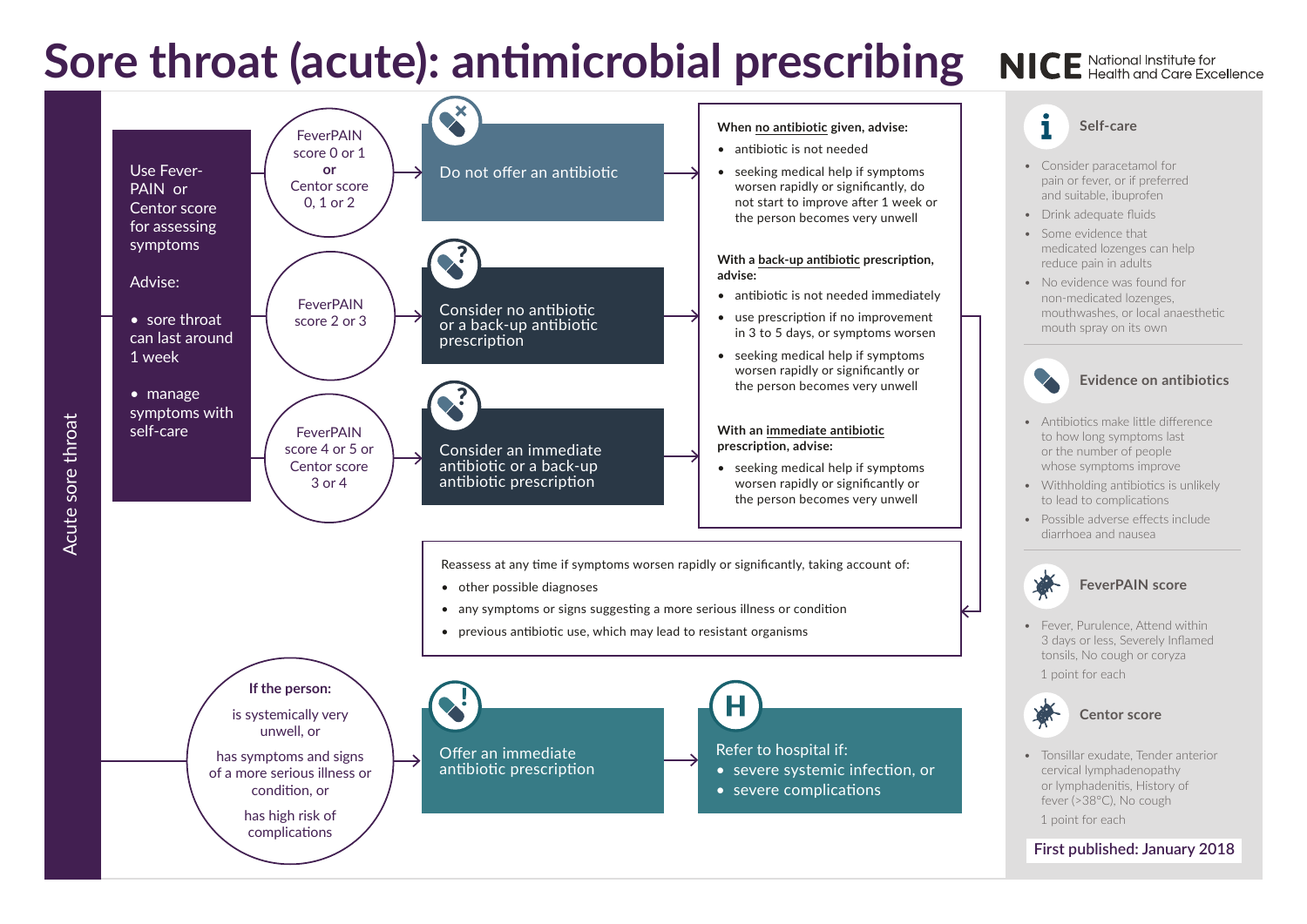# Sore throat (acute): antimicrobial prescribing

NICE National Institute for Health and Care Excellence

## Acute sore throat

Use FeverPAIN or Centor score for assessing symptoms

Advise:

- sore throat can last around 1 week
- manage symptoms with self-care

**FeverPAIN score 0 or 1 or Centor score 0, 1 or 2** → Do not offer an antibiotic

**FeverPAIN score 2 or 3** → Consider no antibiotic or a back-up antibiotic prescription

**FeverPAIN score 4 or 5 or Centor score 3 or 4** → Consider an immediate antibiotic prescription

**When no antibiotic given, advise:**

- antibiotic is not needed
- seeking medical help if symptoms worsen rapidly or significantly, do not start to improve after 1 week or the person becomes very unwell

**With a back-up antibiotic prescription, advise:**

- antibiotic is not needed immediately
- use prescription if no improvement in 3 to 5 days, or symptoms worsen
- seeking medical help if symptoms worsen rapidly or significantly or the person becomes very unwell

**With an immediate antibiotic prescription, advise:**

- seeking medical help if symptoms worsen rapidly or significantly or the person becomes very unwell

Reassess at any time if symptoms worsen rapidly or significantly, taking account of:

- other possible diagnoses
- any symptoms or signs suggesting a more serious illness or condition
- previous antibiotic use, which may lead to resistant organisms

**If the person:**

is systemically very unwell, or

has symptoms and signs of a more serious illness or condition, or

has high risk of complications

→ Offer an immediate antibiotic prescription

→ Refer to hospital if:

- severe systemic infection, or
- severe complications

### Self-care

- Consider paracetamol for pain or fever, or if preferred and suitable, ibuprofen
- Drink adequate fluids
- Some evidence that medicated lozenges can help reduce pain in adults
- No evidence was found for non-medicated lozenges, mouthwashes, or local anaesthetic mouth spray on its own

### Evidence on antibiotics

- Antibiotics make little difference to how long symptoms last or the number of people whose symptoms improve
- Withholding antibiotics is unlikely to lead to complications
- Possible adverse effects include diarrhoea and nausea

### FeverPAIN score

- Fever, Purulence, Attend within 3 days or less, Severely Inflamed tonsils, No cough or coryza

  1 point for each

### Centor score

- Tonsillar exudate, Tender anterior cervical lymphadenopathy or lymphadenitis, History of fever (>38°C), No cough

  1 point for each

First published: January 2018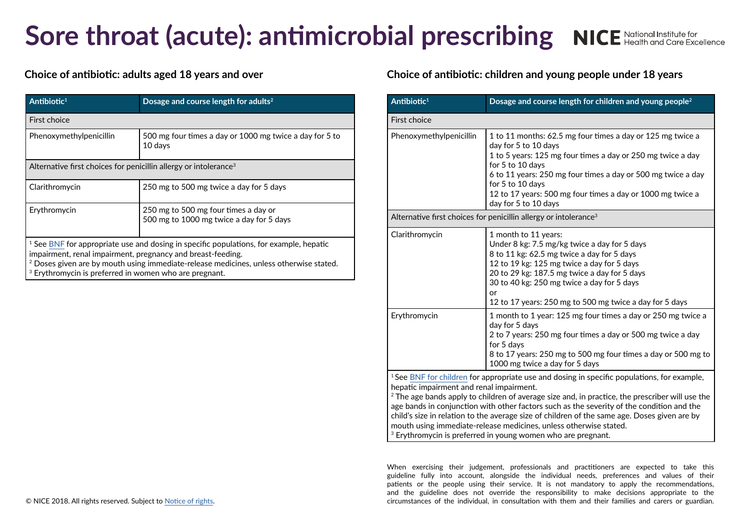# Sore throat (acute): antimicrobial prescribing

NICE National Institute for Health and Care Excellence

## Choice of antibiotic: adults aged 18 years and over

| Antibiotic[1] | Dosage and course length for adults[2] |
|---|---|
| **First choice** | |
| Phenoxymethylpenicillin | 500 mg four times a day or 1000 mg twice a day for 5 to 10 days |
| **Alternative first choices for penicillin allergy or intolerance[3]** | |
| Clarithromycin | 250 mg to 500 mg twice a day for 5 days |
| Erythromycin | 250 mg to 500 mg four times a day or 500 mg to 1000 mg twice a day for 5 days |

[1] See BNF for appropriate use and dosing in specific populations, for example, hepatic impairment, renal impairment, pregnancy and breast-feeding.
[2] Doses given are by mouth using immediate-release medicines, unless otherwise stated.
[3] Erythromycin is preferred in women who are pregnant.

## Choice of antibiotic: children and young people under 18 years

| Antibiotic[1] | Dosage and course length for children and young people[2] |
|---|---|
| **First choice** | |
| Phenoxymethylpenicillin | 1 to 11 months: 62.5 mg four times a day or 125 mg twice a day for 5 to 10 days<br>1 to 5 years: 125 mg four times a day or 250 mg twice a day for 5 to 10 days<br>6 to 11 years: 250 mg four times a day or 500 mg twice a day for 5 to 10 days<br>12 to 17 years: 500 mg four times a day or 1000 mg twice a day for 5 to 10 days |
| **Alternative first choices for penicillin allergy or intolerance[3]** | |
| Clarithromycin | 1 month to 11 years:<br>Under 8 kg: 7.5 mg/kg twice a day for 5 days<br>8 to 11 kg: 62.5 mg twice a day for 5 days<br>12 to 19 kg: 125 mg twice a day for 5 days<br>20 to 29 kg: 187.5 mg twice a day for 5 days<br>30 to 40 kg: 250 mg twice a day for 5 days<br>or<br>12 to 17 years: 250 mg to 500 mg twice a day for 5 days |
| Erythromycin | 1 month to 1 year: 125 mg four times a day or 250 mg twice a day for 5 days<br>2 to 7 years: 250 mg four times a day or 500 mg twice a day for 5 days<br>8 to 17 years: 250 mg to 500 mg four times a day or 500 mg to 1000 mg twice a day for 5 days |

[1] See BNF for children for appropriate use and dosing in specific populations, for example, hepatic impairment and renal impairment.
[2] The age bands apply to children of average size and, in practice, the prescriber will use the age bands in conjunction with other factors such as the severity of the condition and the child's size in relation to the average size of children of the same age. Doses given are by mouth using immediate-release medicines, unless otherwise stated.
[3] Erythromycin is preferred in young women who are pregnant.

When exercising their judgement, professionals and practitioners are expected to take this guideline fully into account, alongside the individual needs, preferences and values of their patients or the people using their service. It is not mandatory to apply the recommendations, and the guideline does not override the responsibility to make decisions appropriate to the circumstances of the individual, in consultation with them and their families and carers or guardian.

© NICE 2018. All rights reserved. Subject to Notice of rights.